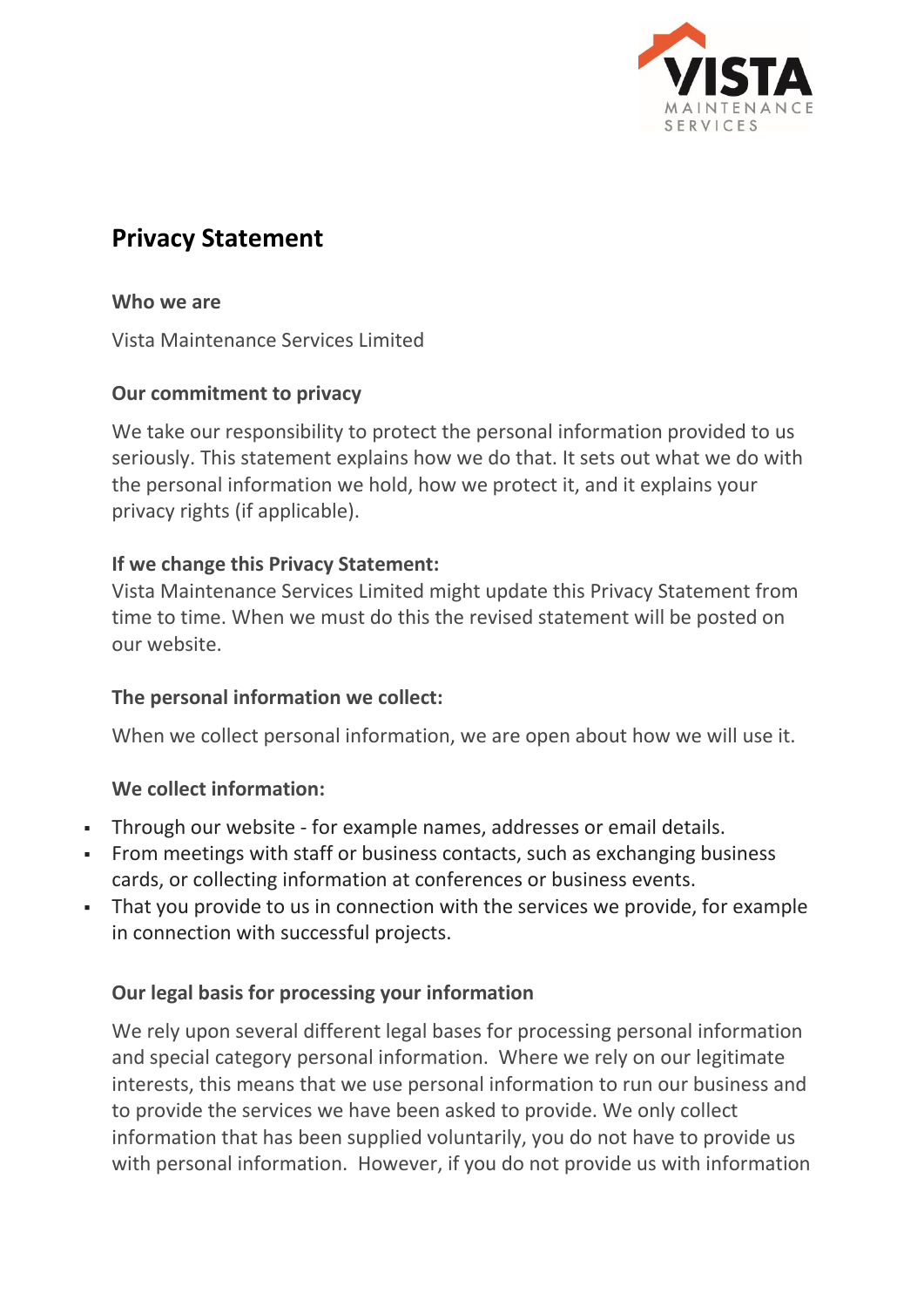# Privacy Statement

**Who we are**

Vista Maintenance Services Limited

**Our commitment to privacy**

We take our responsibility to protect the personal information provided to us seriously. This statement explains how we do that. It sets out what we do with the personal information we hold, how we protect it, and it explains your privacy rights (if applicable).

**If we change this Privacy Statement:**

Vista Maintenance Services Limited might update this Privacy Statement from time to time. When we must do this the revised statement will be posted on our website.

**The personal information we collect:**

When we collect personal information, we are open about how we will use it.

**We collect information:**

- Through our website - for example names, addresses or email details.
- From meetings with staff or business contacts, such as exchanging business cards, or collecting information at conferences or business events.
- That you provide to us in connection with the services we provide, for example in connection with successful projects.

**Our legal basis for processing your information**

We rely upon several different legal bases for processing personal information and special category personal information. Where we rely on our legitimate interests, this means that we use personal information to run our business and to provide the services we have been asked to provide. We only collect information that has been supplied voluntarily, you do not have to provide us with personal information. However, if you do not provide us with information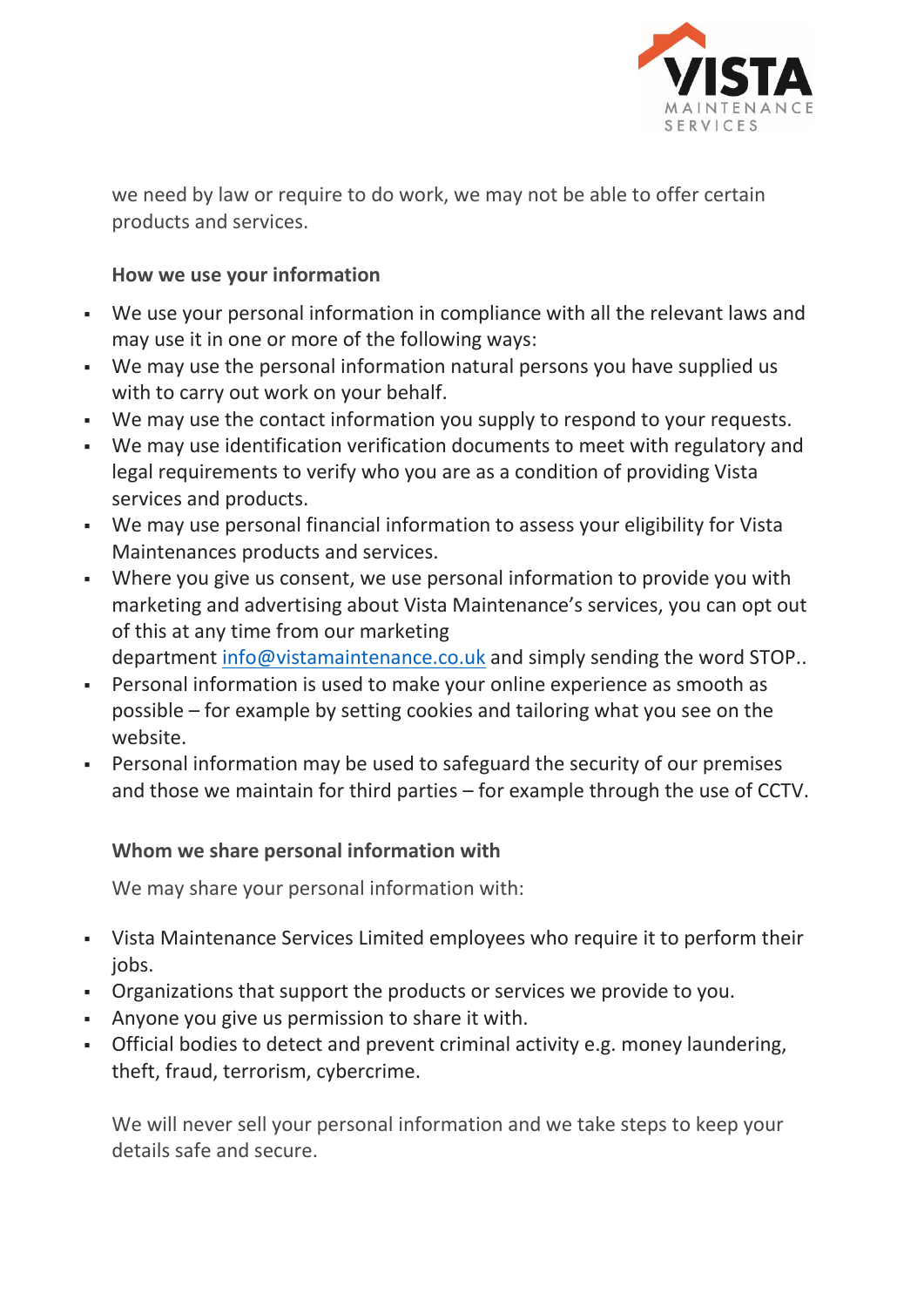we need by law or require to do work, we may not be able to offer certain products and services.

**How we use your information**

- We use your personal information in compliance with all the relevant laws and may use it in one or more of the following ways:
- We may use the personal information natural persons you have supplied us with to carry out work on your behalf.
- We may use the contact information you supply to respond to your requests.
- We may use identification verification documents to meet with regulatory and legal requirements to verify who you are as a condition of providing Vista services and products.
- We may use personal financial information to assess your eligibility for Vista Maintenances products and services.
- Where you give us consent, we use personal information to provide you with marketing and advertising about Vista Maintenance's services, you can opt out of this at any time from our marketing department [info@vistamaintenance.co.uk](mailto:info@vistamaintenance.co.uk) and simply sending the word STOP..
- Personal information is used to make your online experience as smooth as possible – for example by setting cookies and tailoring what you see on the website.
- Personal information may be used to safeguard the security of our premises and those we maintain for third parties – for example through the use of CCTV.

**Whom we share personal information with**

We may share your personal information with:

- Vista Maintenance Services Limited employees who require it to perform their jobs.
- Organizations that support the products or services we provide to you.
- Anyone you give us permission to share it with.
- Official bodies to detect and prevent criminal activity e.g. money laundering, theft, fraud, terrorism, cybercrime.

We will never sell your personal information and we take steps to keep your details safe and secure.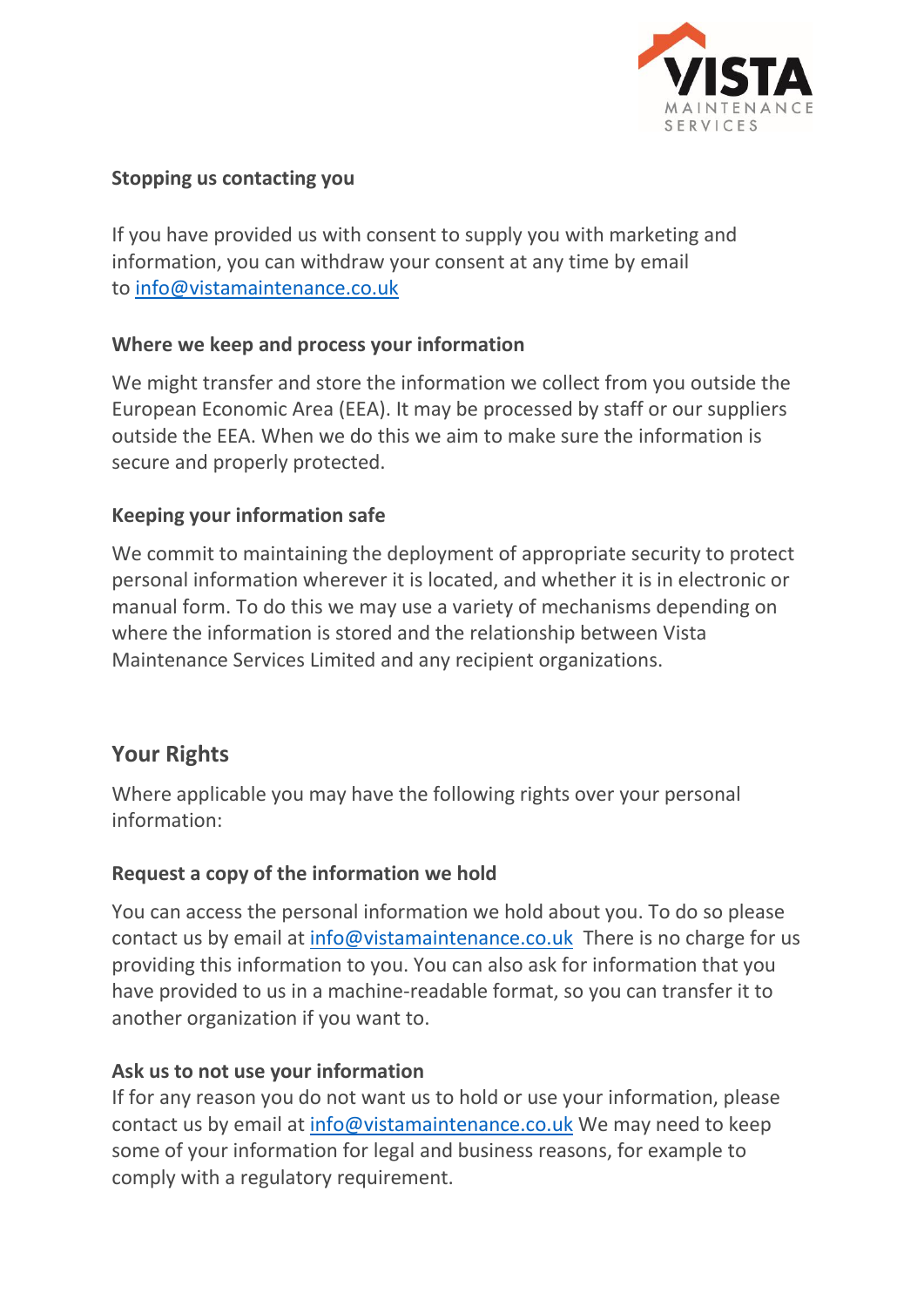### Stopping us contacting you

If you have provided us with consent to supply you with marketing and information, you can withdraw your consent at any time by email to info@vistamaintenance.co.uk

### Where we keep and process your information

We might transfer and store the information we collect from you outside the European Economic Area (EEA). It may be processed by staff or our suppliers outside the EEA. When we do this we aim to make sure the information is secure and properly protected.

### Keeping your information safe

We commit to maintaining the deployment of appropriate security to protect personal information wherever it is located, and whether it is in electronic or manual form. To do this we may use a variety of mechanisms depending on where the information is stored and the relationship between Vista Maintenance Services Limited and any recipient organizations.

## Your Rights

Where applicable you may have the following rights over your personal information:

### Request a copy of the information we hold

You can access the personal information we hold about you. To do so please contact us by email at info@vistamaintenance.co.uk There is no charge for us providing this information to you. You can also ask for information that you have provided to us in a machine-readable format, so you can transfer it to another organization if you want to.

### Ask us to not use your information

If for any reason you do not want us to hold or use your information, please contact us by email at info@vistamaintenance.co.uk We may need to keep some of your information for legal and business reasons, for example to comply with a regulatory requirement.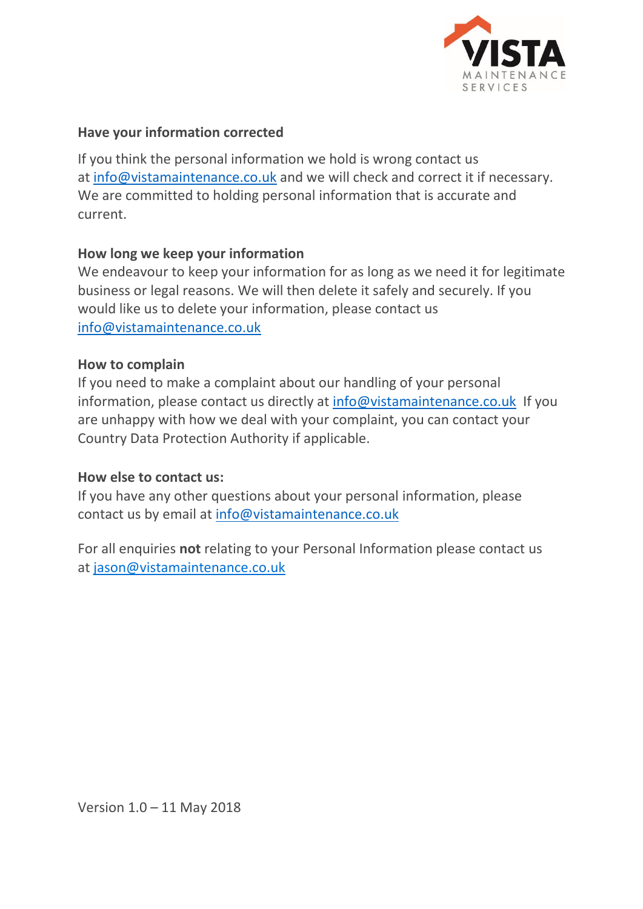### Have your information corrected

If you think the personal information we hold is wrong contact us at info@vistamaintenance.co.uk and we will check and correct it if necessary. We are committed to holding personal information that is accurate and current.

### How long we keep your information

We endeavour to keep your information for as long as we need it for legitimate business or legal reasons. We will then delete it safely and securely. If you would like us to delete your information, please contact us info@vistamaintenance.co.uk

### How to complain

If you need to make a complaint about our handling of your personal information, please contact us directly at info@vistamaintenance.co.uk If you are unhappy with how we deal with your complaint, you can contact your Country Data Protection Authority if applicable.

### How else to contact us:

If you have any other questions about your personal information, please contact us by email at info@vistamaintenance.co.uk

For all enquiries **not** relating to your Personal Information please contact us at jason@vistamaintenance.co.uk

Version 1.0 – 11 May 2018